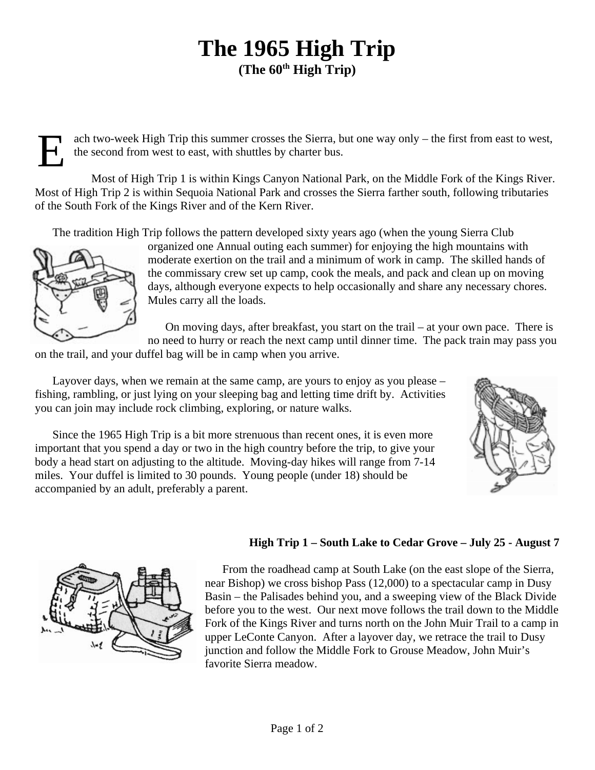# The 1965 High Trip

**(The 60th High Trip)**

Each two-week High Trip this summer crosses the Sierra, but one way only – the first from east to west, the second from west to east, with shuttles by charter bus.

Most of High Trip 1 is within Kings Canyon National Park, on the Middle Fork of the Kings River. Most of High Trip 2 is within Sequoia National Park and crosses the Sierra farther south, following tributaries of the South Fork of the Kings River and of the Kern River.

The tradition High Trip follows the pattern developed sixty years ago (when the young Sierra Club organized one Annual outing each summer) for enjoying the high mountains with moderate exertion on the trail and a minimum of work in camp. The skilled hands of the commissary crew set up camp, cook the meals, and pack and clean up on moving days, although everyone expects to help occasionally and share any necessary chores. Mules carry all the loads.

On moving days, after breakfast, you start on the trail – at your own pace. There is no need to hurry or reach the next camp until dinner time. The pack train may pass you on the trail, and your duffel bag will be in camp when you arrive.

Layover days, when we remain at the same camp, are yours to enjoy as you please – fishing, rambling, or just lying on your sleeping bag and letting time drift by. Activities you can join may include rock climbing, exploring, or nature walks.

Since the 1965 High Trip is a bit more strenuous than recent ones, it is even more important that you spend a day or two in the high country before the trip, to give your body a head start on adjusting to the altitude. Moving-day hikes will range from 7-14 miles. Your duffel is limited to 30 pounds. Young people (under 18) should be accompanied by an adult, preferably a parent.

**High Trip 1 – South Lake to Cedar Grove – July 25 - August 7**

From the roadhead camp at South Lake (on the east slope of the Sierra, near Bishop) we cross bishop Pass (12,000) to a spectacular camp in Dusy Basin – the Palisades behind you, and a sweeping view of the Black Divide before you to the west. Our next move follows the trail down to the Middle Fork of the Kings River and turns north on the John Muir Trail to a camp in upper LeConte Canyon. After a layover day, we retrace the trail to Dusy junction and follow the Middle Fork to Grouse Meadow, John Muir's favorite Sierra meadow.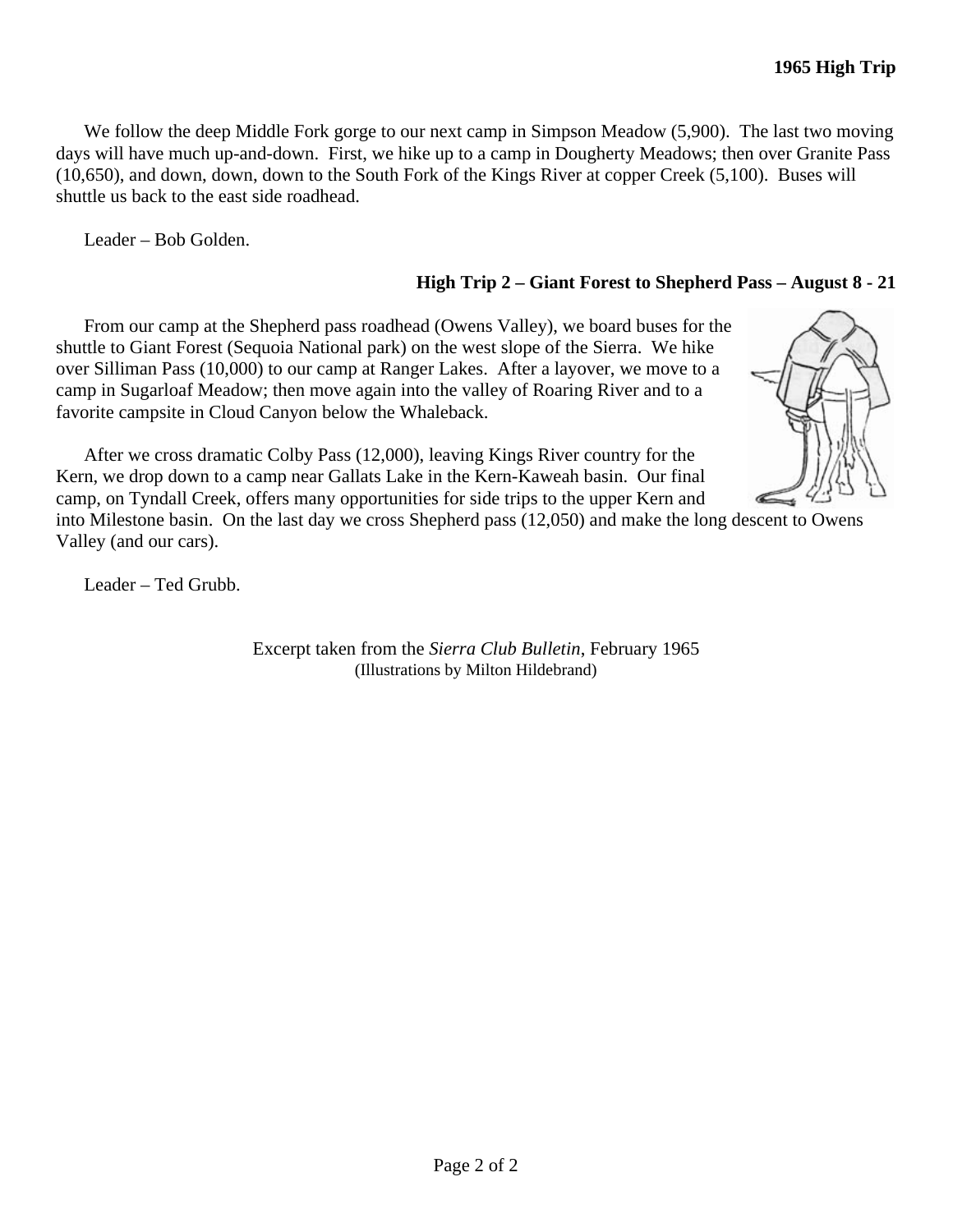We follow the deep Middle Fork gorge to our next camp in Simpson Meadow (5,900). The last two moving days will have much up-and-down. First, we hike up to a camp in Dougherty Meadows; then over Granite Pass (10,650), and down, down, down to the South Fork of the Kings River at copper Creek (5,100). Buses will shuttle us back to the east side roadhead.

Leader – Bob Golden.

**High Trip 2 – Giant Forest to Shepherd Pass – August 8 - 21**

From our camp at the Shepherd pass roadhead (Owens Valley), we board buses for the shuttle to Giant Forest (Sequoia National park) on the west slope of the Sierra. We hike over Silliman Pass (10,000) to our camp at Ranger Lakes. After a layover, we move to a camp in Sugarloaf Meadow; then move again into the valley of Roaring River and to a favorite campsite in Cloud Canyon below the Whaleback.

After we cross dramatic Colby Pass (12,000), leaving Kings River country for the Kern, we drop down to a camp near Gallats Lake in the Kern-Kaweah basin. Our final camp, on Tyndall Creek, offers many opportunities for side trips to the upper Kern and into Milestone basin. On the last day we cross Shepherd pass (12,050) and make the long descent to Owens Valley (and our cars).

Leader – Ted Grubb.

Excerpt taken from the *Sierra Club Bulletin*, February 1965
(Illustrations by Milton Hildebrand)